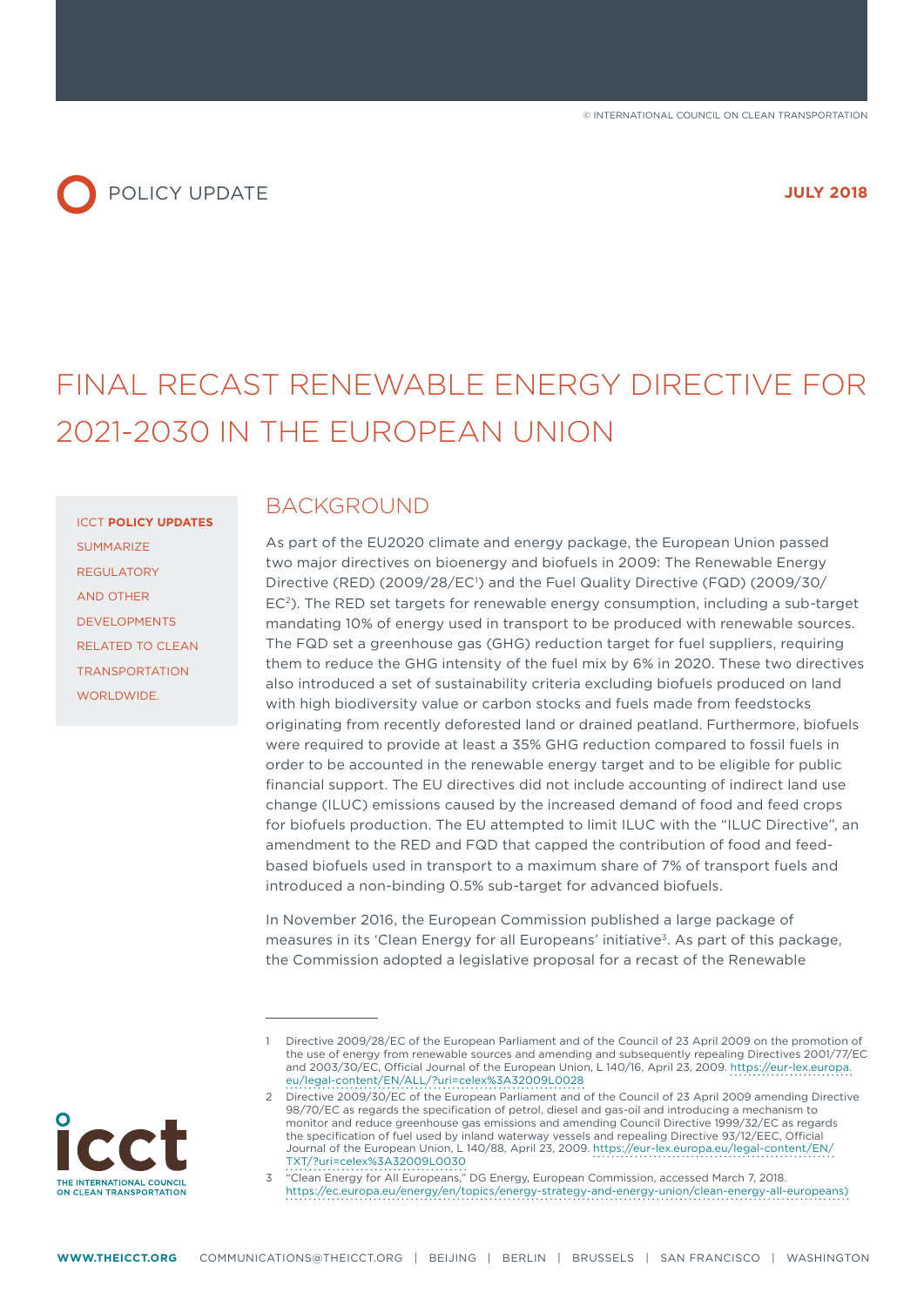POLICY UPDATE

JULY 2018

# FINAL RECAST RENEWABLE ENERGY DIRECTIVE FOR 2021-2030 IN THE EUROPEAN UNION

ICCT **POLICY UPDATES** SUMMARIZE REGULATORY AND OTHER DEVELOPMENTS RELATED TO CLEAN TRANSPORTATION WORLDWIDE.

## BACKGROUND

As part of the EU2020 climate and energy package, the European Union passed two major directives on bioenergy and biofuels in 2009: The Renewable Energy Directive (RED) (2009/28/EC[1]) and the Fuel Quality Directive (FQD) (2009/30/EC[2]). The RED set targets for renewable energy consumption, including a sub-target mandating 10% of energy used in transport to be produced with renewable sources. The FQD set a greenhouse gas (GHG) reduction target for fuel suppliers, requiring them to reduce the GHG intensity of the fuel mix by 6% in 2020. These two directives also introduced a set of sustainability criteria excluding biofuels produced on land with high biodiversity value or carbon stocks and fuels made from feedstocks originating from recently deforested land or drained peatland. Furthermore, biofuels were required to provide at least a 35% GHG reduction compared to fossil fuels in order to be accounted in the renewable energy target and to be eligible for public financial support. The EU directives did not include accounting of indirect land use change (ILUC) emissions caused by the increased demand of food and feed crops for biofuels production. The EU attempted to limit ILUC with the "ILUC Directive", an amendment to the RED and FQD that capped the contribution of food and feed-based biofuels used in transport to a maximum share of 7% of transport fuels and introduced a non-binding 0.5% sub-target for advanced biofuels.

In November 2016, the European Commission published a large package of measures in its 'Clean Energy for all Europeans' initiative[3]. As part of this package, the Commission adopted a legislative proposal for a recast of the Renewable

---

1 Directive 2009/28/EC of the European Parliament and of the Council of 23 April 2009 on the promotion of the use of energy from renewable sources and amending and subsequently repealing Directives 2001/77/EC and 2003/30/EC, Official Journal of the European Union, L 140/16, April 23, 2009. https://eur-lex.europa.eu/legal-content/EN/ALL/?uri=celex%3A32009L0028

2 Directive 2009/30/EC of the European Parliament and of the Council of 23 April 2009 amending Directive 98/70/EC as regards the specification of petrol, diesel and gas-oil and introducing a mechanism to monitor and reduce greenhouse gas emissions and amending Council Directive 1999/32/EC as regards the specification of fuel used by inland waterway vessels and repealing Directive 93/12/EEC, Official Journal of the European Union, L 140/88, April 23, 2009. https://eur-lex.europa.eu/legal-content/EN/TXT/?uri=celex%3A32009L0030

3 "Clean Energy for All Europeans," DG Energy, European Commission, accessed March 7, 2018. https://ec.europa.eu/energy/en/topics/energy-strategy-and-energy-union/clean-energy-all-europeans)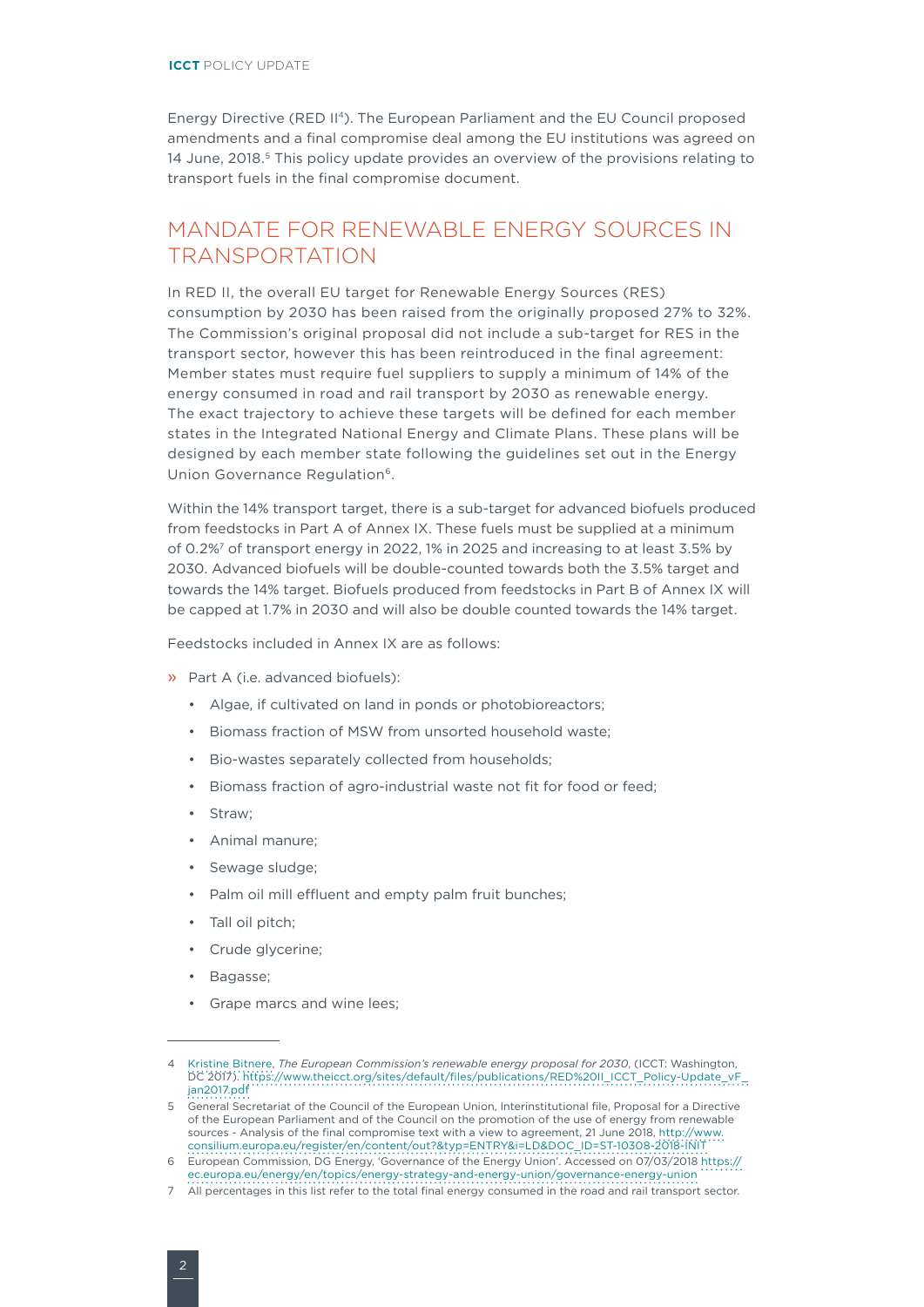Energy Directive (RED II[4]). The European Parliament and the EU Council proposed amendments and a final compromise deal among the EU institutions was agreed on 14 June, 2018.[5] This policy update provides an overview of the provisions relating to transport fuels in the final compromise document.

## MANDATE FOR RENEWABLE ENERGY SOURCES IN TRANSPORTATION

In RED II, the overall EU target for Renewable Energy Sources (RES) consumption by 2030 has been raised from the originally proposed 27% to 32%. The Commission's original proposal did not include a sub-target for RES in the transport sector, however this has been reintroduced in the final agreement: Member states must require fuel suppliers to supply a minimum of 14% of the energy consumed in road and rail transport by 2030 as renewable energy. The exact trajectory to achieve these targets will be defined for each member states in the Integrated National Energy and Climate Plans. These plans will be designed by each member state following the guidelines set out in the Energy Union Governance Regulation[6].

Within the 14% transport target, there is a sub-target for advanced biofuels produced from feedstocks in Part A of Annex IX. These fuels must be supplied at a minimum of 0.2%[7] of transport energy in 2022, 1% in 2025 and increasing to at least 3.5% by 2030. Advanced biofuels will be double-counted towards both the 3.5% target and towards the 14% target. Biofuels produced from feedstocks in Part B of Annex IX will be capped at 1.7% in 2030 and will also be double counted towards the 14% target.

Feedstocks included in Annex IX are as follows:

- Part A (i.e. advanced biofuels):
  - Algae, if cultivated on land in ponds or photobioreactors;
  - Biomass fraction of MSW from unsorted household waste;
  - Bio-wastes separately collected from households;
  - Biomass fraction of agro-industrial waste not fit for food or feed;
  - Straw;
  - Animal manure;
  - Sewage sludge;
  - Palm oil mill effluent and empty palm fruit bunches;
  - Tall oil pitch;
  - Crude glycerine;
  - Bagasse;
  - Grape marcs and wine lees;

---

4 Kristine Bitnere, *The European Commission's renewable energy proposal for 2030*, (ICCT: Washington, DC 2017). https://www.theicct.org/sites/default/files/publications/RED%20II_ICCT_Policy-Update_vF_jan2017.pdf

5 General Secretariat of the Council of the European Union, Interinstitutional file, Proposal for a Directive of the European Parliament and of the Council on the promotion of the use of energy from renewable sources - Analysis of the final compromise text with a view to agreement, 21 June 2018, http://www.consilium.europa.eu/register/en/content/out?&typ=ENTRY&i=LD&DOC_ID=ST-10308-2018-INIT

6 European Commission, DG Energy, 'Governance of the Energy Union'. Accessed on 07/03/2018 https://ec.europa.eu/energy/en/topics/energy-strategy-and-energy-union/governance-energy-union

7 All percentages in this list refer to the total final energy consumed in the road and rail transport sector.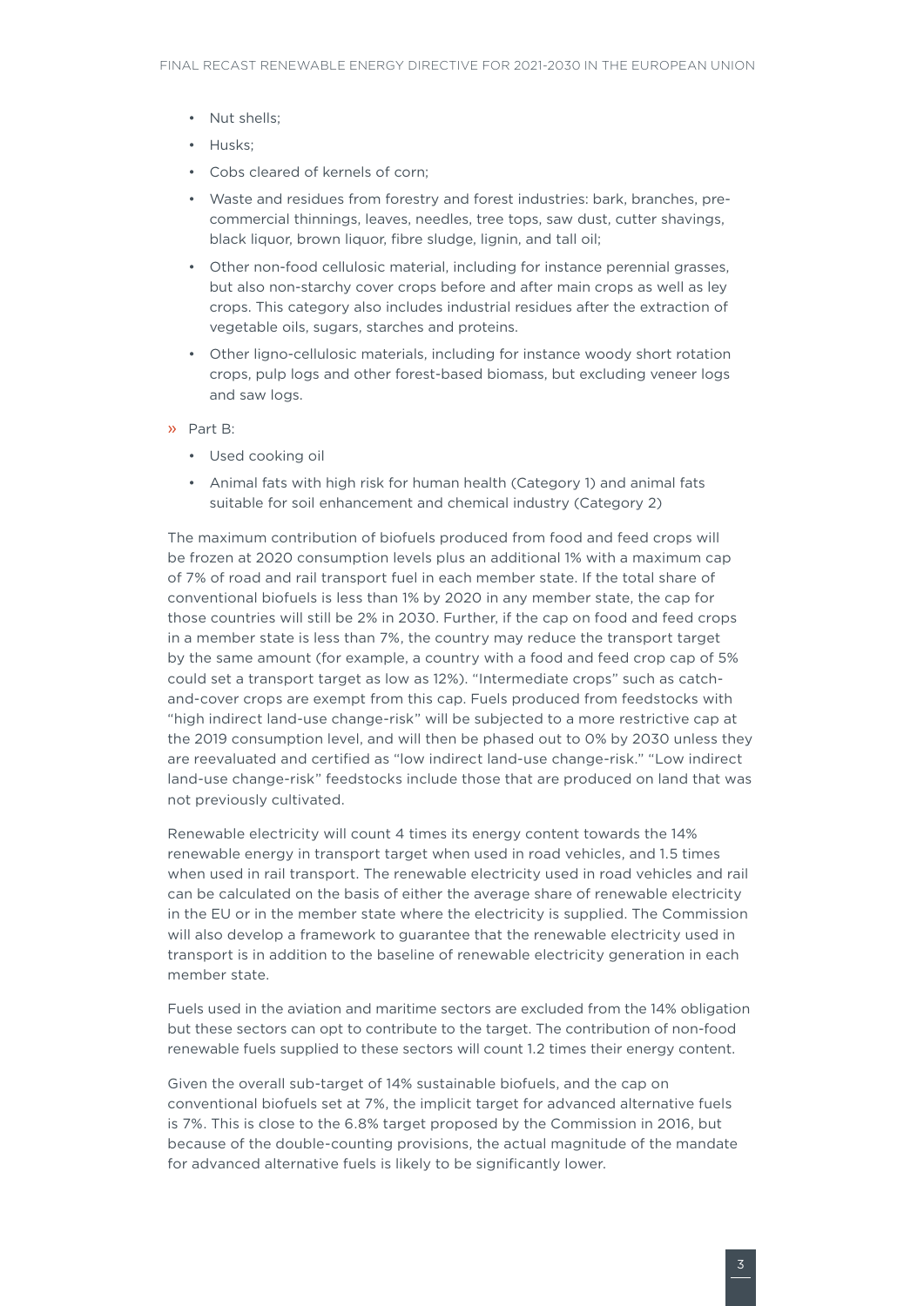- Nut shells;
- Husks;
- Cobs cleared of kernels of corn;
- Waste and residues from forestry and forest industries: bark, branches, pre-commercial thinnings, leaves, needles, tree tops, saw dust, cutter shavings, black liquor, brown liquor, fibre sludge, lignin, and tall oil;
- Other non-food cellulosic material, including for instance perennial grasses, but also non-starchy cover crops before and after main crops as well as ley crops. This category also includes industrial residues after the extraction of vegetable oils, sugars, starches and proteins.
- Other ligno-cellulosic materials, including for instance woody short rotation crops, pulp logs and other forest-based biomass, but excluding veneer logs and saw logs.

» Part B:

- Used cooking oil
- Animal fats with high risk for human health (Category 1) and animal fats suitable for soil enhancement and chemical industry (Category 2)

The maximum contribution of biofuels produced from food and feed crops will be frozen at 2020 consumption levels plus an additional 1% with a maximum cap of 7% of road and rail transport fuel in each member state. If the total share of conventional biofuels is less than 1% by 2020 in any member state, the cap for those countries will still be 2% in 2030. Further, if the cap on food and feed crops in a member state is less than 7%, the country may reduce the transport target by the same amount (for example, a country with a food and feed crop cap of 5% could set a transport target as low as 12%). "Intermediate crops" such as catch-and-cover crops are exempt from this cap. Fuels produced from feedstocks with "high indirect land-use change-risk" will be subjected to a more restrictive cap at the 2019 consumption level, and will then be phased out to 0% by 2030 unless they are reevaluated and certified as "low indirect land-use change-risk." "Low indirect land-use change-risk" feedstocks include those that are produced on land that was not previously cultivated.

Renewable electricity will count 4 times its energy content towards the 14% renewable energy in transport target when used in road vehicles, and 1.5 times when used in rail transport. The renewable electricity used in road vehicles and rail can be calculated on the basis of either the average share of renewable electricity in the EU or in the member state where the electricity is supplied. The Commission will also develop a framework to guarantee that the renewable electricity used in transport is in addition to the baseline of renewable electricity generation in each member state.

Fuels used in the aviation and maritime sectors are excluded from the 14% obligation but these sectors can opt to contribute to the target. The contribution of non-food renewable fuels supplied to these sectors will count 1.2 times their energy content.

Given the overall sub-target of 14% sustainable biofuels, and the cap on conventional biofuels set at 7%, the implicit target for advanced alternative fuels is 7%. This is close to the 6.8% target proposed by the Commission in 2016, but because of the double-counting provisions, the actual magnitude of the mandate for advanced alternative fuels is likely to be significantly lower.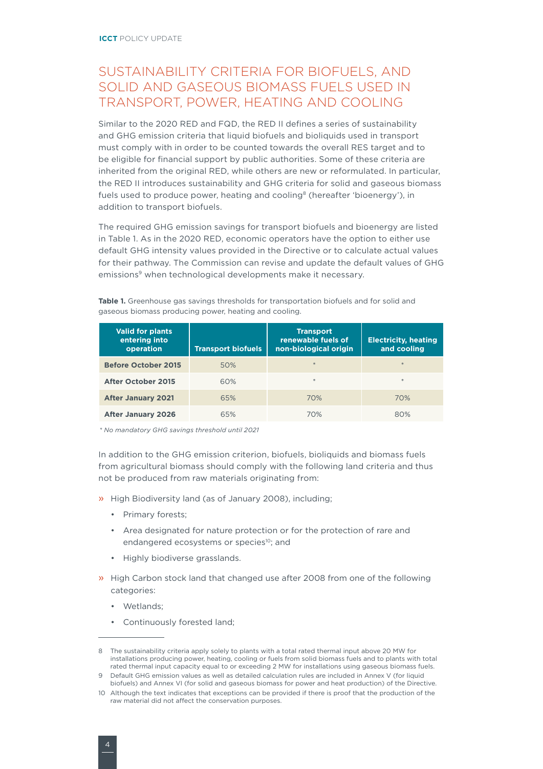## SUSTAINABILITY CRITERIA FOR BIOFUELS, AND SOLID AND GASEOUS BIOMASS FUELS USED IN TRANSPORT, POWER, HEATING AND COOLING

Similar to the 2020 RED and FQD, the RED II defines a series of sustainability and GHG emission criteria that liquid biofuels and bioliquids used in transport must comply with in order to be counted towards the overall RES target and to be eligible for financial support by public authorities. Some of these criteria are inherited from the original RED, while others are new or reformulated. In particular, the RED II introduces sustainability and GHG criteria for solid and gaseous biomass fuels used to produce power, heating and cooling[8] (hereafter 'bioenergy'), in addition to transport biofuels.

The required GHG emission savings for transport biofuels and bioenergy are listed in Table 1. As in the 2020 RED, economic operators have the option to either use default GHG intensity values provided in the Directive or to calculate actual values for their pathway. The Commission can revise and update the default values of GHG emissions[9] when technological developments make it necessary.

**Table 1.** Greenhouse gas savings thresholds for transportation biofuels and for solid and gaseous biomass producing power, heating and cooling.

| Valid for plants entering into operation | Transport biofuels | Transport renewable fuels of non-biological origin | Electricity, heating and cooling |
|---|---|---|---|
| **Before October 2015** | 50% | * | * |
| **After October 2015** | 60% | * | * |
| **After January 2021** | 65% | 70% | 70% |
| **After January 2026** | 65% | 70% | 80% |

*\* No mandatory GHG savings threshold until 2021*

In addition to the GHG emission criterion, biofuels, bioliquids and biomass fuels from agricultural biomass should comply with the following land criteria and thus not be produced from raw materials originating from:

- High Biodiversity land (as of January 2008), including;
  - Primary forests;
  - Area designated for nature protection or for the protection of rare and endangered ecosystems or species[10]; and
  - Highly biodiverse grasslands.
- High Carbon stock land that changed use after 2008 from one of the following categories:
  - Wetlands;
  - Continuously forested land;

---

8 The sustainability criteria apply solely to plants with a total rated thermal input above 20 MW for installations producing power, heating, cooling or fuels from solid biomass fuels and to plants with total rated thermal input capacity equal to or exceeding 2 MW for installations using gaseous biomass fuels.

9 Default GHG emission values as well as detailed calculation rules are included in Annex V (for liquid biofuels) and Annex VI (for solid and gaseous biomass for power and heat production) of the Directive.

10 Although the text indicates that exceptions can be provided if there is proof that the production of the raw material did not affect the conservation purposes.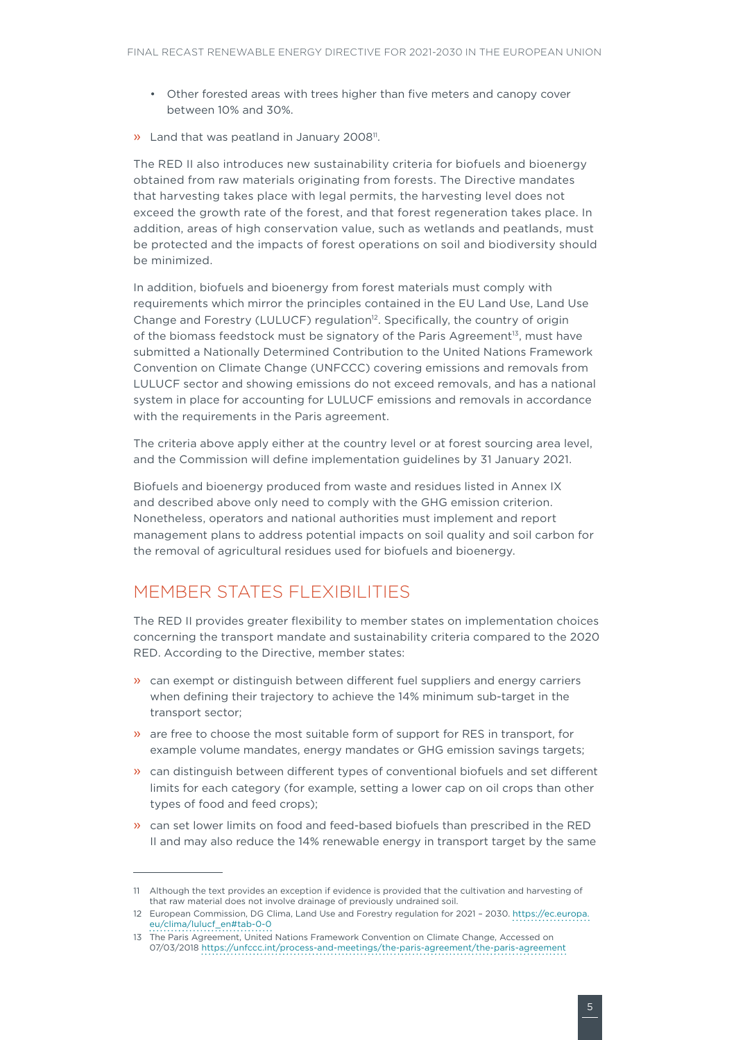- Other forested areas with trees higher than five meters and canopy cover between 10% and 30%.

» Land that was peatland in January 2008[11].

The RED II also introduces new sustainability criteria for biofuels and bioenergy obtained from raw materials originating from forests. The Directive mandates that harvesting takes place with legal permits, the harvesting level does not exceed the growth rate of the forest, and that forest regeneration takes place. In addition, areas of high conservation value, such as wetlands and peatlands, must be protected and the impacts of forest operations on soil and biodiversity should be minimized.

In addition, biofuels and bioenergy from forest materials must comply with requirements which mirror the principles contained in the EU Land Use, Land Use Change and Forestry (LULUCF) regulation[12]. Specifically, the country of origin of the biomass feedstock must be signatory of the Paris Agreement[13], must have submitted a Nationally Determined Contribution to the United Nations Framework Convention on Climate Change (UNFCCC) covering emissions and removals from LULUCF sector and showing emissions do not exceed removals, and has a national system in place for accounting for LULUCF emissions and removals in accordance with the requirements in the Paris agreement.

The criteria above apply either at the country level or at forest sourcing area level, and the Commission will define implementation guidelines by 31 January 2021.

Biofuels and bioenergy produced from waste and residues listed in Annex IX and described above only need to comply with the GHG emission criterion. Nonetheless, operators and national authorities must implement and report management plans to address potential impacts on soil quality and soil carbon for the removal of agricultural residues used for biofuels and bioenergy.

## MEMBER STATES FLEXIBILITIES

The RED II provides greater flexibility to member states on implementation choices concerning the transport mandate and sustainability criteria compared to the 2020 RED. According to the Directive, member states:

» can exempt or distinguish between different fuel suppliers and energy carriers when defining their trajectory to achieve the 14% minimum sub-target in the transport sector;

» are free to choose the most suitable form of support for RES in transport, for example volume mandates, energy mandates or GHG emission savings targets;

» can distinguish between different types of conventional biofuels and set different limits for each category (for example, setting a lower cap on oil crops than other types of food and feed crops);

» can set lower limits on food and feed-based biofuels than prescribed in the RED II and may also reduce the 14% renewable energy in transport target by the same

---

11 Although the text provides an exception if evidence is provided that the cultivation and harvesting of that raw material does not involve drainage of previously undrained soil.

12 European Commission, DG Clima, Land Use and Forestry regulation for 2021 – 2030. https://ec.europa.eu/clima/lulucf_en#tab-0-0

13 The Paris Agreement, United Nations Framework Convention on Climate Change, Accessed on 07/03/2018 https://unfccc.int/process-and-meetings/the-paris-agreement/the-paris-agreement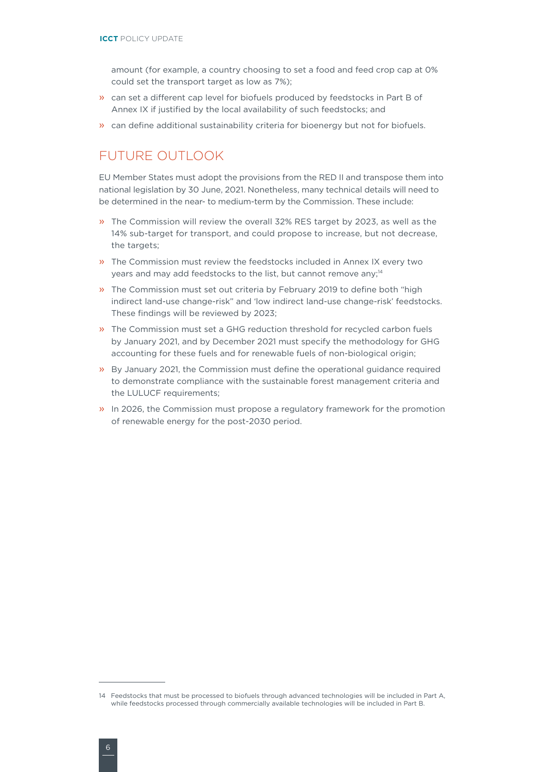amount (for example, a country choosing to set a food and feed crop cap at 0% could set the transport target as low as 7%);

- can set a different cap level for biofuels produced by feedstocks in Part B of Annex IX if justified by the local availability of such feedstocks; and
- can define additional sustainability criteria for bioenergy but not for biofuels.

## FUTURE OUTLOOK

EU Member States must adopt the provisions from the RED II and transpose them into national legislation by 30 June, 2021. Nonetheless, many technical details will need to be determined in the near- to medium-term by the Commission. These include:

- The Commission will review the overall 32% RES target by 2023, as well as the 14% sub-target for transport, and could propose to increase, but not decrease, the targets;
- The Commission must review the feedstocks included in Annex IX every two years and may add feedstocks to the list, but cannot remove any;[14]
- The Commission must set out criteria by February 2019 to define both "high indirect land-use change-risk" and 'low indirect land-use change-risk' feedstocks. These findings will be reviewed by 2023;
- The Commission must set a GHG reduction threshold for recycled carbon fuels by January 2021, and by December 2021 must specify the methodology for GHG accounting for these fuels and for renewable fuels of non-biological origin;
- By January 2021, the Commission must define the operational guidance required to demonstrate compliance with the sustainable forest management criteria and the LULUCF requirements;
- In 2026, the Commission must propose a regulatory framework for the promotion of renewable energy for the post-2030 period.

---

14 Feedstocks that must be processed to biofuels through advanced technologies will be included in Part A, while feedstocks processed through commercially available technologies will be included in Part B.